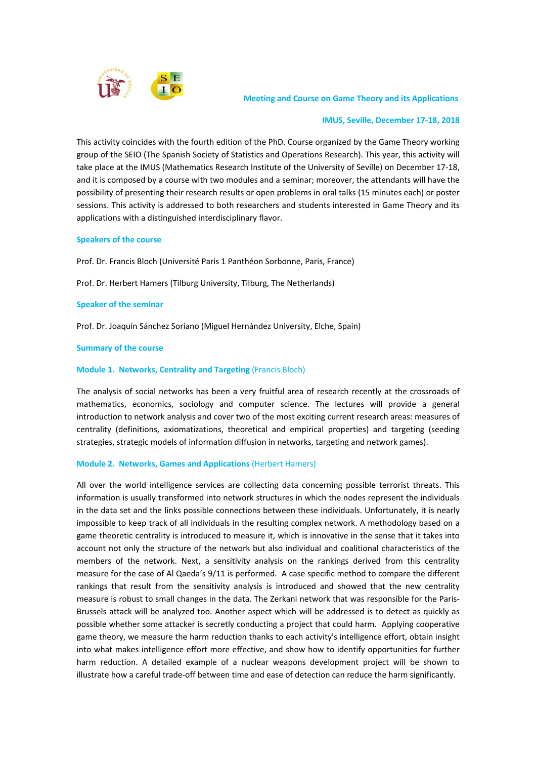## Meeting and Course on Game Theory and its Applications

### IMUS, Seville, December 17-18, 2018

This activity coincides with the fourth edition of the PhD. Course organized by the Game Theory working group of the SEIO (The Spanish Society of Statistics and Operations Research). This year, this activity will take place at the IMUS (Mathematics Research Institute of the University of Seville) on December 17-18, and it is composed by a course with two modules and a seminar; moreover, the attendants will have the possibility of presenting their research results or open problems in oral talks (15 minutes each) or poster sessions. This activity is addressed to both researchers and students interested in Game Theory and its applications with a distinguished interdisciplinary flavor.

### Speakers of the course

Prof. Dr. Francis Bloch (Université Paris 1 Panthéon Sorbonne, Paris, France)

Prof. Dr. Herbert Hamers (Tilburg University, Tilburg, The Netherlands)

### Speaker of the seminar

Prof. Dr. Joaquín Sánchez Soriano (Miguel Hernández University, Elche, Spain)

### Summary of the course

#### Module 1. Networks, Centrality and Targeting (Francis Bloch)

The analysis of social networks has been a very fruitful area of research recently at the crossroads of mathematics, economics, sociology and computer science. The lectures will provide a general introduction to network analysis and cover two of the most exciting current research areas: measures of centrality (definitions, axiomatizations, theoretical and empirical properties) and targeting (seeding strategies, strategic models of information diffusion in networks, targeting and network games).

#### Module 2. Networks, Games and Applications (Herbert Hamers)

All over the world intelligence services are collecting data concerning possible terrorist threats. This information is usually transformed into network structures in which the nodes represent the individuals in the data set and the links possible connections between these individuals. Unfortunately, it is nearly impossible to keep track of all individuals in the resulting complex network. A methodology based on a game theoretic centrality is introduced to measure it, which is innovative in the sense that it takes into account not only the structure of the network but also individual and coalitional characteristics of the members of the network. Next, a sensitivity analysis on the rankings derived from this centrality measure for the case of Al Qaeda's 9/11 is performed. A case specific method to compare the different rankings that result from the sensitivity analysis is introduced and showed that the new centrality measure is robust to small changes in the data. The Zerkani network that was responsible for the Paris-Brussels attack will be analyzed too. Another aspect which will be addressed is to detect as quickly as possible whether some attacker is secretly conducting a project that could harm. Applying cooperative game theory, we measure the harm reduction thanks to each activity's intelligence effort, obtain insight into what makes intelligence effort more effective, and show how to identify opportunities for further harm reduction. A detailed example of a nuclear weapons development project will be shown to illustrate how a careful trade-off between time and ease of detection can reduce the harm significantly.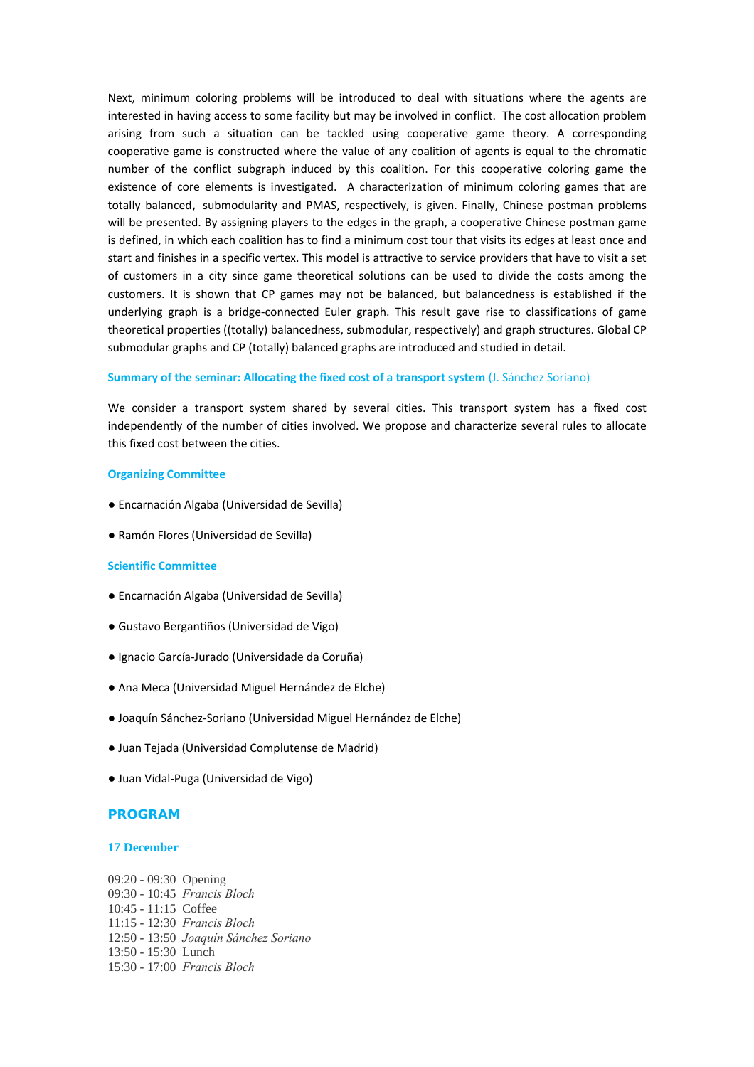Next, minimum coloring problems will be introduced to deal with situations where the agents are interested in having access to some facility but may be involved in conflict. The cost allocation problem arising from such a situation can be tackled using cooperative game theory. A corresponding cooperative game is constructed where the value of any coalition of agents is equal to the chromatic number of the conflict subgraph induced by this coalition. For this cooperative coloring game the existence of core elements is investigated. A characterization of minimum coloring games that are totally balanced, submodularity and PMAS, respectively, is given. Finally, Chinese postman problems will be presented. By assigning players to the edges in the graph, a cooperative Chinese postman game is defined, in which each coalition has to find a minimum cost tour that visits its edges at least once and start and finishes in a specific vertex. This model is attractive to service providers that have to visit a set of customers in a city since game theoretical solutions can be used to divide the costs among the customers. It is shown that CP games may not be balanced, but balancedness is established if the underlying graph is a bridge-connected Euler graph. This result gave rise to classifications of game theoretical properties ((totally) balancedness, submodular, respectively) and graph structures. Global CP submodular graphs and CP (totally) balanced graphs are introduced and studied in detail.

**Summary of the seminar: Allocating the fixed cost of a transport system** (J. Sánchez Soriano)

We consider a transport system shared by several cities. This transport system has a fixed cost independently of the number of cities involved. We propose and characterize several rules to allocate this fixed cost between the cities.

**Organizing Committee**

- Encarnación Algaba (Universidad de Sevilla)
- Ramón Flores (Universidad de Sevilla)

**Scientific Committee**

- Encarnación Algaba (Universidad de Sevilla)
- Gustavo Bergantiños (Universidad de Vigo)
- Ignacio García-Jurado (Universidade da Coruña)
- Ana Meca (Universidad Miguel Hernández de Elche)
- Joaquín Sánchez-Soriano (Universidad Miguel Hernández de Elche)
- Juan Tejada (Universidad Complutense de Madrid)
- Juan Vidal-Puga (Universidad de Vigo)

## PROGRAM

### 17 December

09:20 - 09:30 Opening
09:30 - 10:45 *Francis Bloch*
10:45 - 11:15 Coffee
11:15 - 12:30 *Francis Bloch*
12:50 - 13:50 *Joaquín Sánchez Soriano*
13:50 - 15:30 Lunch
15:30 - 17:00 *Francis Bloch*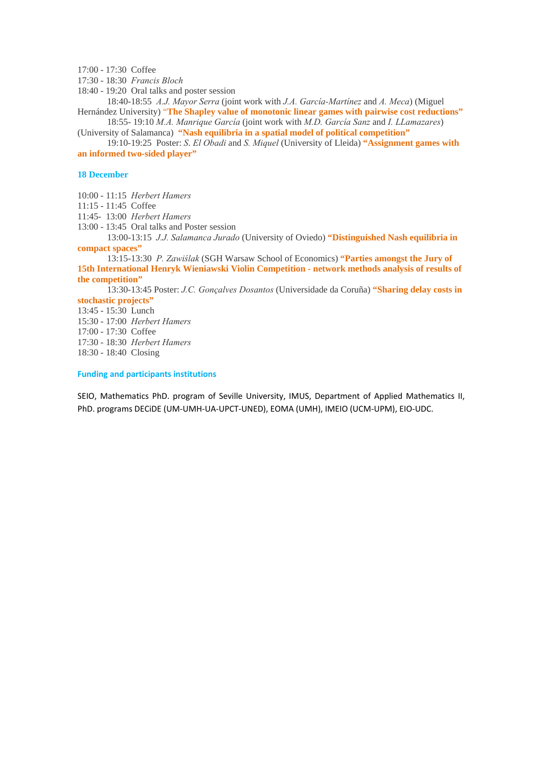17:00 - 17:30 Coffee
17:30 - 18:30 *Francis Bloch*
18:40 - 19:20 Oral talks and poster session

18:40-18:55 *A.J. Mayor Serra* (joint work with *J.A. García-Martínez* and *A. Meca*) (Miguel Hernández University) **"The Shapley value of monotonic linear games with pairwise cost reductions"**

18:55- 19:10 *M.A. Manrique García* (joint work with *M.D. García Sanz* and *I. LLamazares*) (University of Salamanca) **"Nash equilibria in a spatial model of political competition"**

19:10-19:25 Poster: *S. El Obadi* and *S. Miquel* (University of Lleida) **"Assignment games with an informed two-sided player"**

### 18 December

10:00 - 11:15 *Herbert Hamers*
11:15 - 11:45 Coffee
11:45- 13:00 *Herbert Hamers*
13:00 - 13:45 Oral talks and Poster session

13:00-13:15 *J.J. Salamanca Jurado* (University of Oviedo) **"Distinguished Nash equilibria in compact spaces"**

13:15-13:30 *P. Zawiślak* (SGH Warsaw School of Economics) **"Parties amongst the Jury of 15th International Henryk Wieniawski Violin Competition - network methods analysis of results of the competition"**

13:30-13:45 Poster: *J.C. Gonçalves Dosantos* (Universidade da Coruña) **"Sharing delay costs in stochastic projects"**

13:45 - 15:30 Lunch
15:30 - 17:00 *Herbert Hamers*
17:00 - 17:30 Coffee
17:30 - 18:30 *Herbert Hamers*
18:30 - 18:40 Closing

### Funding and participants institutions

SEIO, Mathematics PhD. program of Seville University, IMUS, Department of Applied Mathematics II, PhD. programs DECiDE (UM-UMH-UA-UPCT-UNED), EOMA (UMH), IMEIO (UCM-UPM), EIO-UDC.